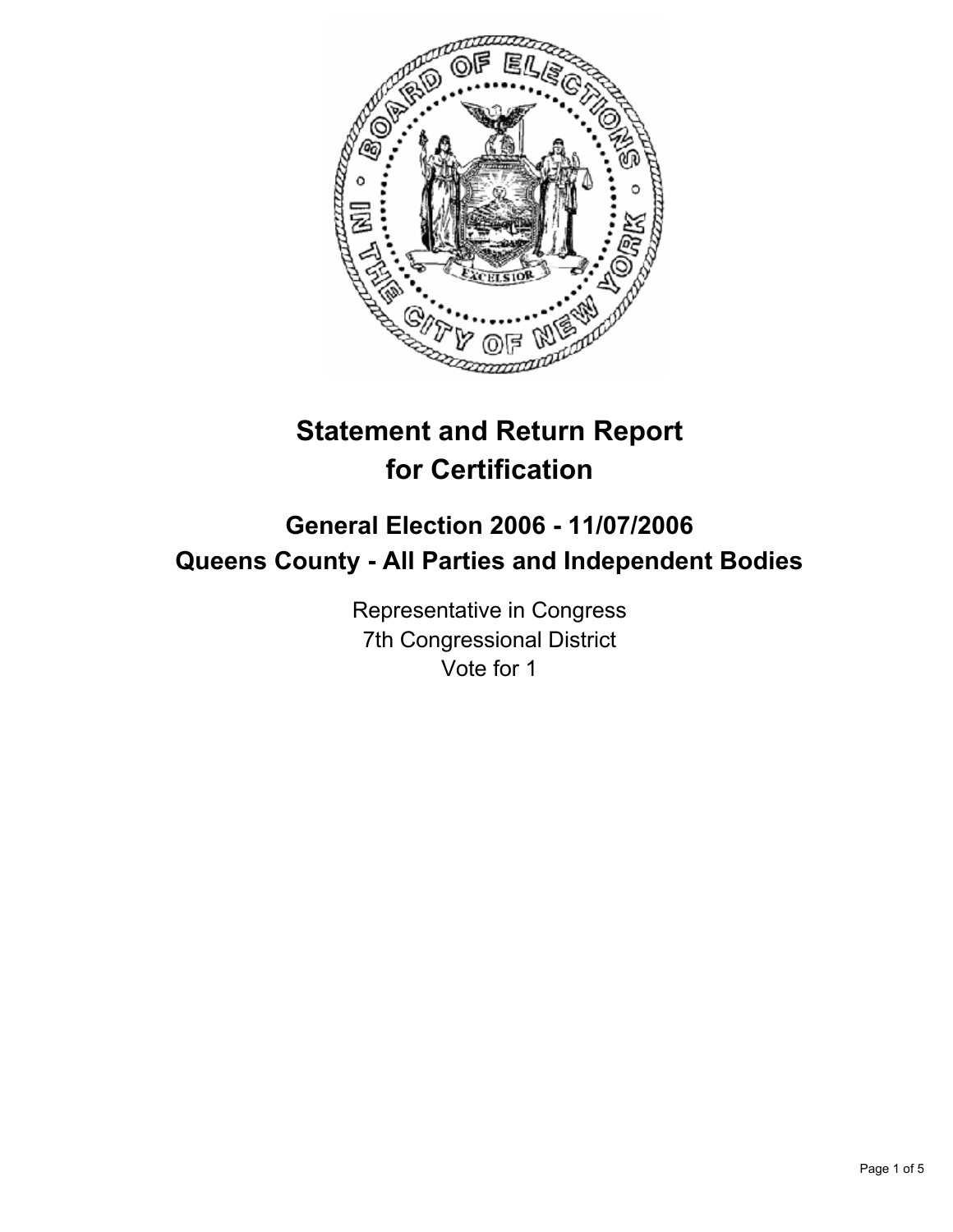# Statement and Return Report for Certification

## General Election 2006 - 11/07/2006

## Queens County - All Parties and Independent Bodies

Representative in Congress
7th Congressional District
Vote for 1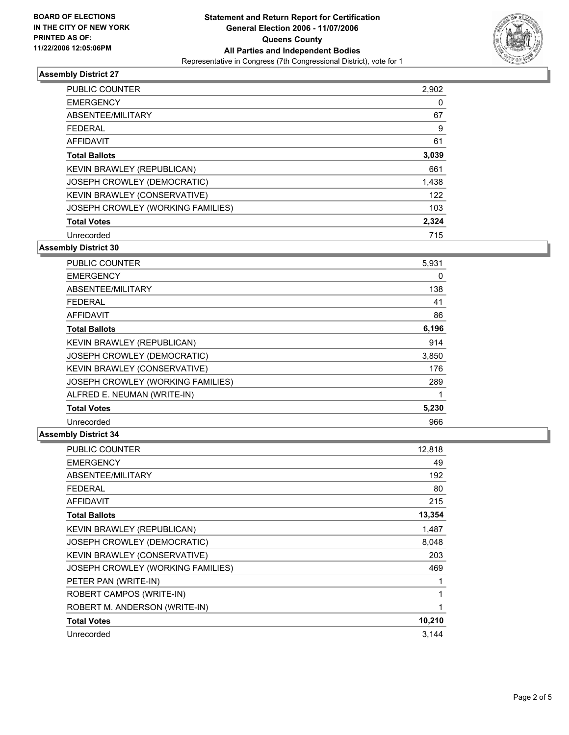**BOARD OF ELECTIONS IN THE CITY OF NEW YORK PRINTED AS OF: 11/22/2006 12:05:06PM**

# Statement and Return Report for Certification
## General Election 2006 - 11/07/2006
## Queens County
## All Parties and Independent Bodies
Representative in Congress (7th Congressional District), vote for 1

### Assembly District 27

| | |
|---|---|
| PUBLIC COUNTER | 2,902 |
| EMERGENCY | 0 |
| ABSENTEE/MILITARY | 67 |
| FEDERAL | 9 |
| AFFIDAVIT | 61 |
| **Total Ballots** | **3,039** |
| KEVIN BRAWLEY (REPUBLICAN) | 661 |
| JOSEPH CROWLEY (DEMOCRATIC) | 1,438 |
| KEVIN BRAWLEY (CONSERVATIVE) | 122 |
| JOSEPH CROWLEY (WORKING FAMILIES) | 103 |
| **Total Votes** | **2,324** |
| Unrecorded | 715 |

### Assembly District 30

| | |
|---|---|
| PUBLIC COUNTER | 5,931 |
| EMERGENCY | 0 |
| ABSENTEE/MILITARY | 138 |
| FEDERAL | 41 |
| AFFIDAVIT | 86 |
| **Total Ballots** | **6,196** |
| KEVIN BRAWLEY (REPUBLICAN) | 914 |
| JOSEPH CROWLEY (DEMOCRATIC) | 3,850 |
| KEVIN BRAWLEY (CONSERVATIVE) | 176 |
| JOSEPH CROWLEY (WORKING FAMILIES) | 289 |
| ALFRED E. NEUMAN (WRITE-IN) | 1 |
| **Total Votes** | **5,230** |
| Unrecorded | 966 |

### Assembly District 34

| | |
|---|---|
| PUBLIC COUNTER | 12,818 |
| EMERGENCY | 49 |
| ABSENTEE/MILITARY | 192 |
| FEDERAL | 80 |
| AFFIDAVIT | 215 |
| **Total Ballots** | **13,354** |
| KEVIN BRAWLEY (REPUBLICAN) | 1,487 |
| JOSEPH CROWLEY (DEMOCRATIC) | 8,048 |
| KEVIN BRAWLEY (CONSERVATIVE) | 203 |
| JOSEPH CROWLEY (WORKING FAMILIES) | 469 |
| PETER PAN (WRITE-IN) | 1 |
| ROBERT CAMPOS (WRITE-IN) | 1 |
| ROBERT M. ANDERSON (WRITE-IN) | 1 |
| **Total Votes** | **10,210** |
| Unrecorded | 3,144 |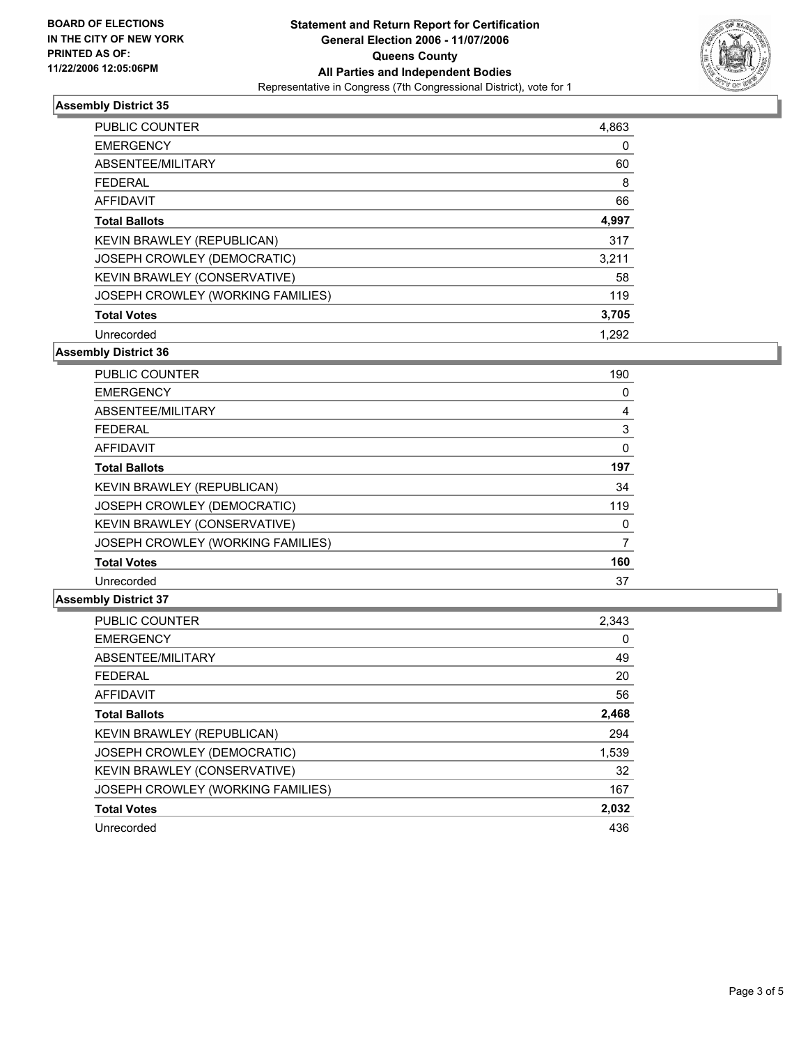**BOARD OF ELECTIONS IN THE CITY OF NEW YORK PRINTED AS OF: 11/22/2006 12:05:06PM**

# Statement and Return Report for Certification
## General Election 2006 - 11/07/2006
## Queens County
## All Parties and Independent Bodies
Representative in Congress (7th Congressional District), vote for 1

### Assembly District 35

| | |
|---|---|
| PUBLIC COUNTER | 4,863 |
| EMERGENCY | 0 |
| ABSENTEE/MILITARY | 60 |
| FEDERAL | 8 |
| AFFIDAVIT | 66 |
| **Total Ballots** | **4,997** |
| KEVIN BRAWLEY (REPUBLICAN) | 317 |
| JOSEPH CROWLEY (DEMOCRATIC) | 3,211 |
| KEVIN BRAWLEY (CONSERVATIVE) | 58 |
| JOSEPH CROWLEY (WORKING FAMILIES) | 119 |
| **Total Votes** | **3,705** |
| Unrecorded | 1,292 |

### Assembly District 36

| | |
|---|---|
| PUBLIC COUNTER | 190 |
| EMERGENCY | 0 |
| ABSENTEE/MILITARY | 4 |
| FEDERAL | 3 |
| AFFIDAVIT | 0 |
| **Total Ballots** | **197** |
| KEVIN BRAWLEY (REPUBLICAN) | 34 |
| JOSEPH CROWLEY (DEMOCRATIC) | 119 |
| KEVIN BRAWLEY (CONSERVATIVE) | 0 |
| JOSEPH CROWLEY (WORKING FAMILIES) | 7 |
| **Total Votes** | **160** |
| Unrecorded | 37 |

### Assembly District 37

| | |
|---|---|
| PUBLIC COUNTER | 2,343 |
| EMERGENCY | 0 |
| ABSENTEE/MILITARY | 49 |
| FEDERAL | 20 |
| AFFIDAVIT | 56 |
| **Total Ballots** | **2,468** |
| KEVIN BRAWLEY (REPUBLICAN) | 294 |
| JOSEPH CROWLEY (DEMOCRATIC) | 1,539 |
| KEVIN BRAWLEY (CONSERVATIVE) | 32 |
| JOSEPH CROWLEY (WORKING FAMILIES) | 167 |
| **Total Votes** | **2,032** |
| Unrecorded | 436 |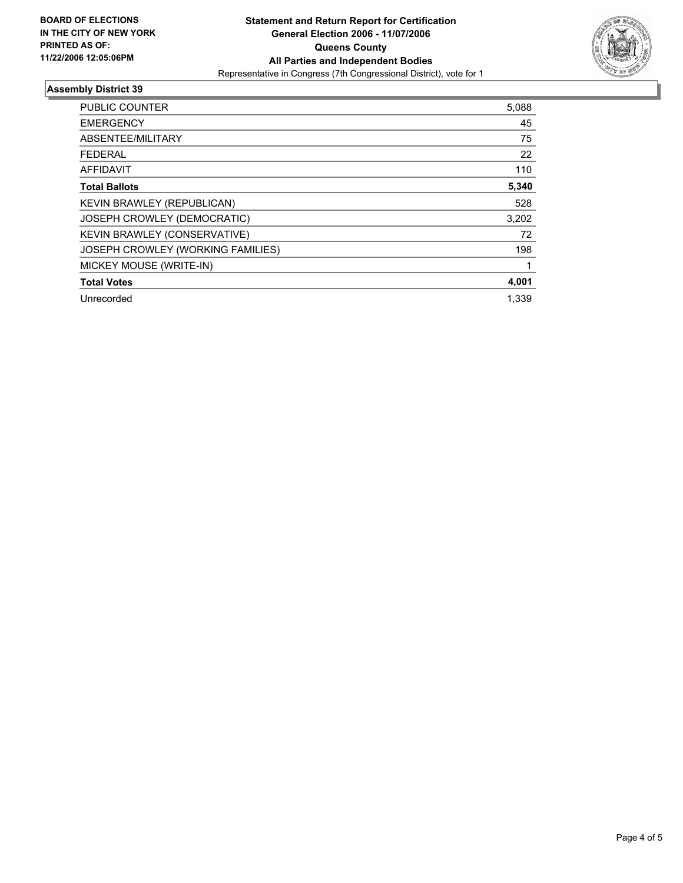**BOARD OF ELECTIONS IN THE CITY OF NEW YORK PRINTED AS OF: 11/22/2006 12:05:06PM**

# Statement and Return Report for Certification
## General Election 2006 - 11/07/2006
## Queens County
## All Parties and Independent Bodies

Representative in Congress (7th Congressional District), vote for 1

### Assembly District 39

| | |
|---|---|
| PUBLIC COUNTER | 5,088 |
| EMERGENCY | 45 |
| ABSENTEE/MILITARY | 75 |
| FEDERAL | 22 |
| AFFIDAVIT | 110 |
| **Total Ballots** | **5,340** |
| KEVIN BRAWLEY (REPUBLICAN) | 528 |
| JOSEPH CROWLEY (DEMOCRATIC) | 3,202 |
| KEVIN BRAWLEY (CONSERVATIVE) | 72 |
| JOSEPH CROWLEY (WORKING FAMILIES) | 198 |
| MICKEY MOUSE (WRITE-IN) | 1 |
| **Total Votes** | **4,001** |
| Unrecorded | 1,339 |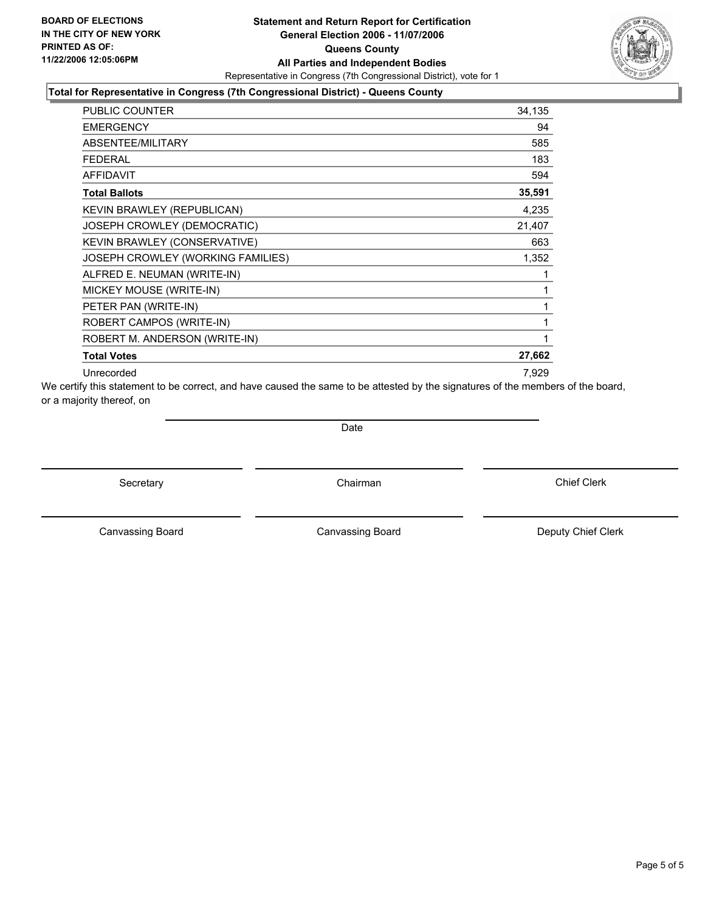**BOARD OF ELECTIONS IN THE CITY OF NEW YORK PRINTED AS OF: 11/22/2006 12:05:06PM**

**Statement and Return Report for Certification General Election 2006 - 11/07/2006 Queens County All Parties and Independent Bodies**

Representative in Congress (7th Congressional District), vote for 1

**Total for Representative in Congress (7th Congressional District) - Queens County**

| | |
|---|---|
| PUBLIC COUNTER | 34,135 |
| EMERGENCY | 94 |
| ABSENTEE/MILITARY | 585 |
| FEDERAL | 183 |
| AFFIDAVIT | 594 |
| **Total Ballots** | **35,591** |
| KEVIN BRAWLEY (REPUBLICAN) | 4,235 |
| JOSEPH CROWLEY (DEMOCRATIC) | 21,407 |
| KEVIN BRAWLEY (CONSERVATIVE) | 663 |
| JOSEPH CROWLEY (WORKING FAMILIES) | 1,352 |
| ALFRED E. NEUMAN (WRITE-IN) | 1 |
| MICKEY MOUSE (WRITE-IN) | 1 |
| PETER PAN (WRITE-IN) | 1 |
| ROBERT CAMPOS (WRITE-IN) | 1 |
| ROBERT M. ANDERSON (WRITE-IN) | 1 |
| **Total Votes** | **27,662** |
| Unrecorded | 7,929 |

We certify this statement to be correct, and have caused the same to be attested by the signatures of the members of the board, or a majority thereof, on

Date

Secretary

Chairman

Chief Clerk

Canvassing Board

Canvassing Board

Deputy Chief Clerk